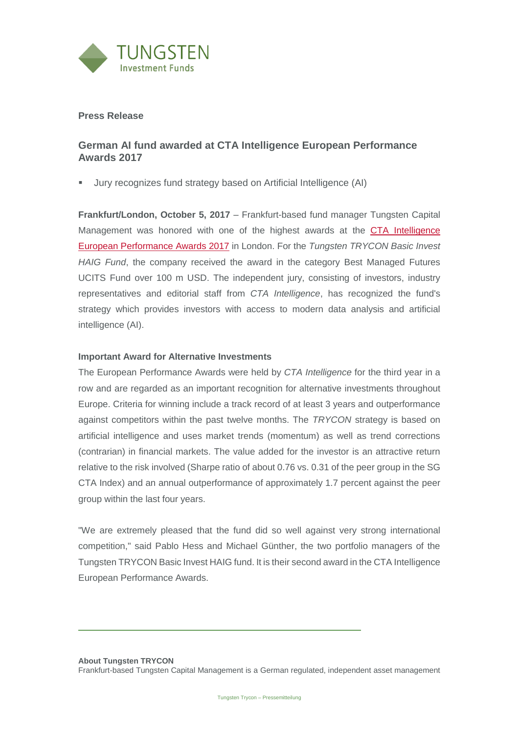TUNGSTEN
Investment Funds

**Press Release**

## German AI fund awarded at CTA Intelligence European Performance Awards 2017

- Jury recognizes fund strategy based on Artificial Intelligence (AI)

**Frankfurt/London, October 5, 2017** – Frankfurt-based fund manager Tungsten Capital Management was honored with one of the highest awards at the CTA Intelligence European Performance Awards 2017 in London. For the *Tungsten TRYCON Basic Invest HAIG Fund*, the company received the award in the category Best Managed Futures UCITS Fund over 100 m USD. The independent jury, consisting of investors, industry representatives and editorial staff from *CTA Intelligence*, has recognized the fund's strategy which provides investors with access to modern data analysis and artificial intelligence (AI).

**Important Award for Alternative Investments**

The European Performance Awards were held by *CTA Intelligence* for the third year in a row and are regarded as an important recognition for alternative investments throughout Europe. Criteria for winning include a track record of at least 3 years and outperformance against competitors within the past twelve months. The *TRYCON* strategy is based on artificial intelligence and uses market trends (momentum) as well as trend corrections (contrarian) in financial markets. The value added for the investor is an attractive return relative to the risk involved (Sharpe ratio of about 0.76 vs. 0.31 of the peer group in the SG CTA Index) and an annual outperformance of approximately 1.7 percent against the peer group within the last four years.

"We are extremely pleased that the fund did so well against very strong international competition," said Pablo Hess and Michael Günther, the two portfolio managers of the Tungsten TRYCON Basic Invest HAIG fund. It is their second award in the CTA Intelligence European Performance Awards.

---

**About Tungsten TRYCON**

Frankfurt-based Tungsten Capital Management is a German regulated, independent asset management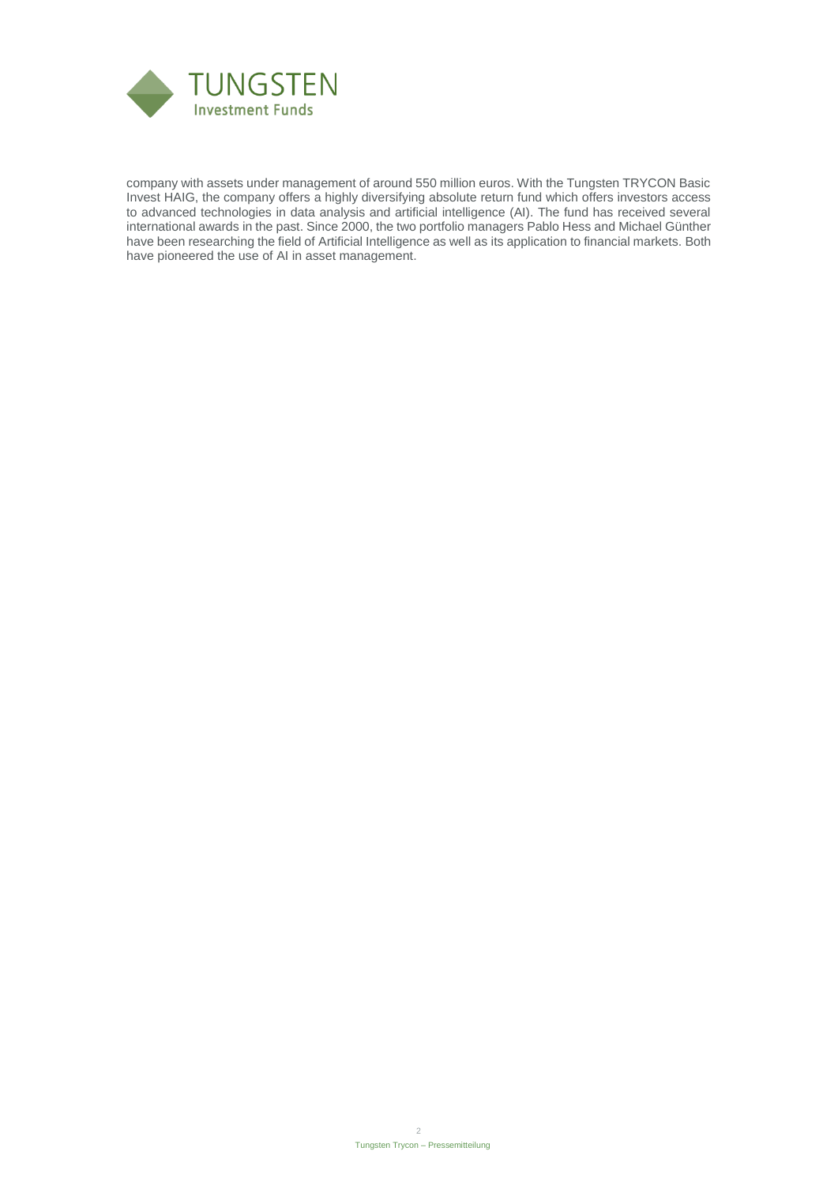company with assets under management of around 550 million euros. With the Tungsten TRYCON Basic Invest HAIG, the company offers a highly diversifying absolute return fund which offers investors access to advanced technologies in data analysis and artificial intelligence (AI). The fund has received several international awards in the past. Since 2000, the two portfolio managers Pablo Hess and Michael Günther have been researching the field of Artificial Intelligence as well as its application to financial markets. Both have pioneered the use of AI in asset management.